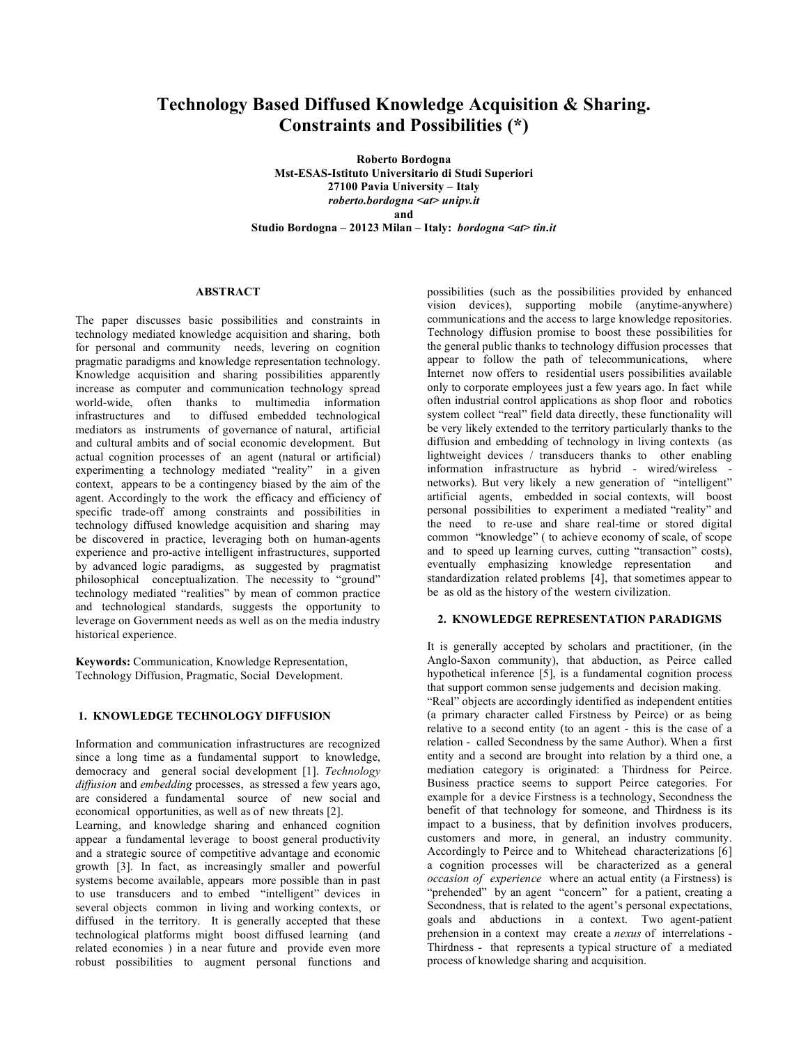# Technology Based Diffused Knowledge Acquisition & Sharing. Constraints and Possibilities (*)

**Roberto Bordogna**
**Mst-ESAS-Istituto Universitario di Studi Superiori**
**27100 Pavia University – Italy**
***roberto.bordogna <at> unipv.it***
**and**
**Studio Bordogna – 20123 Milan – Italy:** ***bordogna <at> tin.it***

## ABSTRACT

The paper discusses basic possibilities and constraints in technology mediated knowledge acquisition and sharing, both for personal and community needs, levering on cognition pragmatic paradigms and knowledge representation technology. Knowledge acquisition and sharing possibilities apparently increase as computer and communication technology spread world-wide, often thanks to multimedia information infrastructures and to diffused embedded technological mediators as instruments of governance of natural, artificial and cultural ambits and of social economic development. But actual cognition processes of an agent (natural or artificial) experimenting a technology mediated "reality" in a given context, appears to be a contingency biased by the aim of the agent. Accordingly to the work the efficacy and efficiency of specific trade-off among constraints and possibilities in technology diffused knowledge acquisition and sharing may be discovered in practice, leveraging both on human-agents experience and pro-active intelligent infrastructures, supported by advanced logic paradigms, as suggested by pragmatist philosophical conceptualization. The necessity to "ground" technology mediated "realities" by mean of common practice and technological standards, suggests the opportunity to leverage on Government needs as well as on the media industry historical experience.

**Keywords:** Communication, Knowledge Representation, Technology Diffusion, Pragmatic, Social Development.

## 1. KNOWLEDGE TECHNOLOGY DIFFUSION

Information and communication infrastructures are recognized since a long time as a fundamental support to knowledge, democracy and general social development [1]. *Technology diffusion* and *embedding* processes, as stressed a few years ago, are considered a fundamental source of new social and economical opportunities, as well as of new threats [2].

Learning, and knowledge sharing and enhanced cognition appear a fundamental leverage to boost general productivity and a strategic source of competitive advantage and economic growth [3]. In fact, as increasingly smaller and powerful systems become available, appears more possible than in past to use transducers and to embed "intelligent" devices in several objects common in living and working contexts, or diffused in the territory. It is generally accepted that these technological platforms might boost diffused learning (and related economies ) in a near future and provide even more robust possibilities to augment personal functions and possibilities (such as the possibilities provided by enhanced vision devices), supporting mobile (anytime-anywhere) communications and the access to large knowledge repositories. Technology diffusion promise to boost these possibilities for the general public thanks to technology diffusion processes that appear to follow the path of telecommunications, where Internet now offers to residential users possibilities available only to corporate employees just a few years ago. In fact while often industrial control applications as shop floor and robotics system collect "real" field data directly, this functionality will be very likely extended to the territory particularly thanks to the diffusion and embedding of technology in living contexts (as lightweight devices / transducers thanks to other enabling information infrastructure as hybrid - wired/wireless - networks). But very likely a new generation of "intelligent" artificial agents, embedded in social contexts, will boost personal possibilities to experiment a mediated "reality" and the need to re-use and share real-time or stored digital common "knowledge" ( to achieve economy of scale, of scope and to speed up learning curves, cutting "transaction" costs), eventually emphasizing knowledge representation and standardization related problems [4], that sometimes appear to be as old as the history of the western civilization.

## 2. KNOWLEDGE REPRESENTATION PARADIGMS

It is generally accepted by scholars and practitioner, (in the Anglo-Saxon community), that abduction, as Peirce called hypothetical inference [5], is a fundamental cognition process that support common sense judgements and decision making.

"Real" objects are accordingly identified as independent entities (a primary character called Firstness by Peirce) or as being relative to a second entity (to an agent - this is the case of a relation - called Secondness by the same Author). When a first entity and a second are brought into relation by a third one, a mediation category is originated: a Thirdness for Peirce. Business practice seems to support Peirce categories. For example for a device Firstness is a technology, Secondness the benefit of that technology for someone, and Thirdness is its impact to a business, that by definition involves producers, customers and more, in general, an industry community. Accordingly to Peirce and to Whitehead characterizations [6] a cognition processes will be characterized as a general *occasion of experience* where an actual entity (a Firstness) is "prehended" by an agent "concern" for a patient, creating a Secondness, that is related to the agent's personal expectations, goals and abductions in a context. Two agent-patient prehension in a context may create a *nexus* of interrelations - Thirdness - that represents a typical structure of a mediated process of knowledge sharing and acquisition.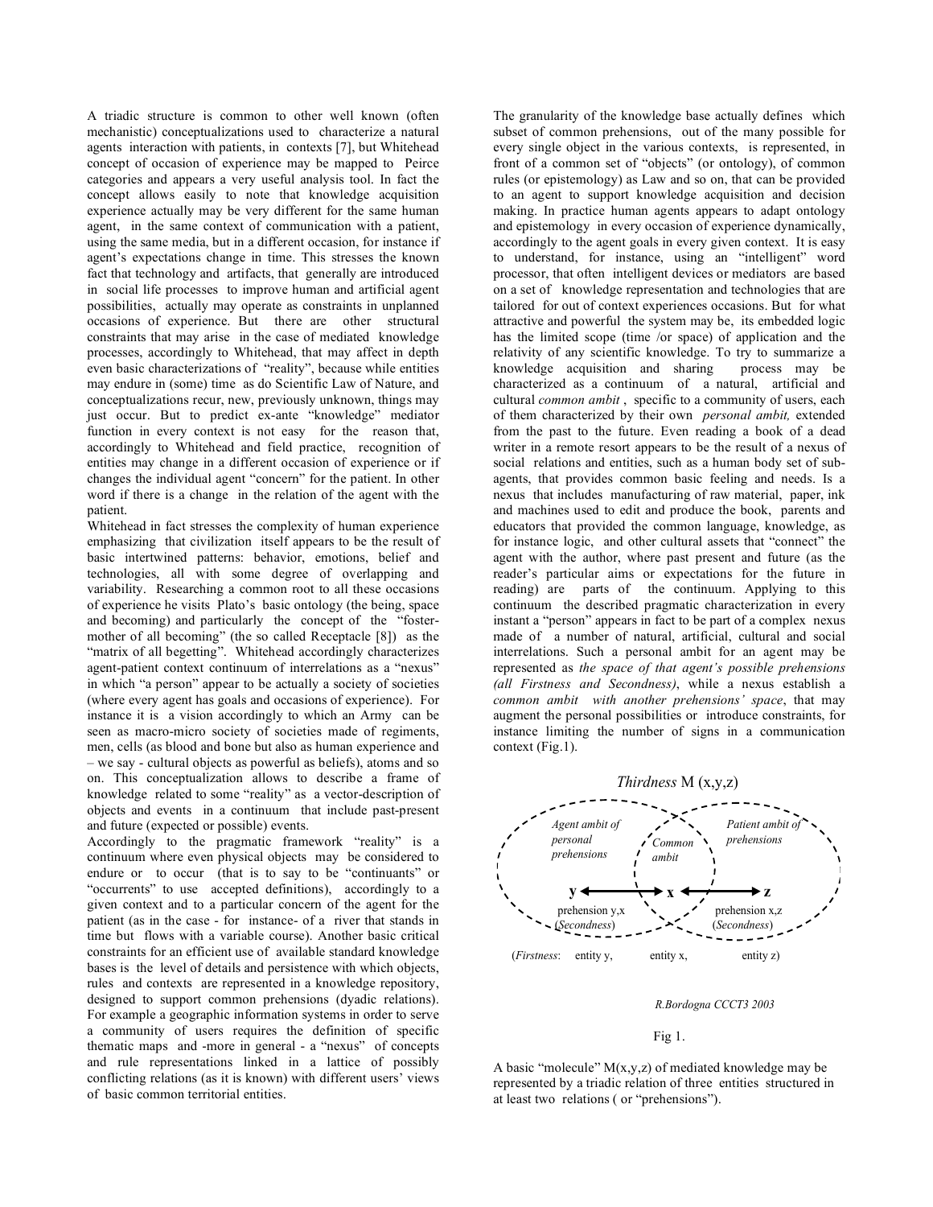A triadic structure is common to other well known (often mechanistic) conceptualizations used to characterize a natural agents interaction with patients, in contexts [7], but Whitehead concept of occasion of experience may be mapped to Peirce categories and appears a very useful analysis tool. In fact the concept allows easily to note that knowledge acquisition experience actually may be very different for the same human agent, in the same context of communication with a patient, using the same media, but in a different occasion, for instance if agent's expectations change in time. This stresses the known fact that technology and artifacts, that generally are introduced in social life processes to improve human and artificial agent possibilities, actually may operate as constraints in unplanned occasions of experience. But there are other structural constraints that may arise in the case of mediated knowledge processes, accordingly to Whitehead, that may affect in depth even basic characterizations of "reality", because while entities may endure in (some) time as do Scientific Law of Nature, and conceptualizations recur, new, previously unknown, things may just occur. But to predict ex-ante "knowledge" mediator function in every context is not easy for the reason that, accordingly to Whitehead and field practice, recognition of entities may change in a different occasion of experience or if changes the individual agent "concern" for the patient. In other word if there is a change in the relation of the agent with the patient.

Whitehead in fact stresses the complexity of human experience emphasizing that civilization itself appears to be the result of basic intertwined patterns: behavior, emotions, belief and technologies, all with some degree of overlapping and variability. Researching a common root to all these occasions of experience he visits Plato's basic ontology (the being, space and becoming) and particularly the concept of the "foster-mother of all becoming" (the so called Receptacle [8]) as the "matrix of all begetting". Whitehead accordingly characterizes agent-patient context continuum of interrelations as a "nexus" in which "a person" appear to be actually a society of societies (where every agent has goals and occasions of experience). For instance it is a vision accordingly to which an Army can be seen as macro-micro society of societies made of regiments, men, cells (as blood and bone but also as human experience and – we say - cultural objects as powerful as beliefs), atoms and so on. This conceptualization allows to describe a frame of knowledge related to some "reality" as a vector-description of objects and events in a continuum that include past-present and future (expected or possible) events.

Accordingly to the pragmatic framework "reality" is a continuum where even physical objects may be considered to endure or to occur (that is to say to be "continuants" or "occurrents" to use accepted definitions), accordingly to a given context and to a particular concern of the agent for the patient (as in the case - for instance- of a river that stands in time but flows with a variable course). Another basic critical constraints for an efficient use of available standard knowledge bases is the level of details and persistence with which objects, rules and contexts are represented in a knowledge repository, designed to support common prehensions (dyadic relations). For example a geographic information systems in order to serve a community of users requires the definition of specific thematic maps and -more in general - a "nexus" of concepts and rule representations linked in a lattice of possibly conflicting relations (as it is known) with different users' views of basic common territorial entities.

The granularity of the knowledge base actually defines which subset of common prehensions, out of the many possible for every single object in the various contexts, is represented, in front of a common set of "objects" (or ontology), of common rules (or epistemology) as Law and so on, that can be provided to an agent to support knowledge acquisition and decision making. In practice human agents appears to adapt ontology and epistemology in every occasion of experience dynamically, accordingly to the agent goals in every given context. It is easy to understand, for instance, using an "intelligent" word processor, that often intelligent devices or mediators are based on a set of knowledge representation and technologies that are tailored for out of context experiences occasions. But for what attractive and powerful the system may be, its embedded logic has the limited scope (time /or space) of application and the relativity of any scientific knowledge. To try to summarize a knowledge acquisition and sharing process may be characterized as a continuum of a natural, artificial and cultural *common ambit* , specific to a community of users, each of them characterized by their own *personal ambit,* extended from the past to the future. Even reading a book of a dead writer in a remote resort appears to be the result of a nexus of social relations and entities, such as a human body set of sub-agents, that provides common basic feeling and needs. Is a nexus that includes manufacturing of raw material, paper, ink and machines used to edit and produce the book, parents and educators that provided the common language, knowledge, as for instance logic, and other cultural assets that "connect" the agent with the author, where past present and future (as the reader's particular aims or expectations for the future in reading) are parts of the continuum. Applying to this continuum the described pragmatic characterization in every instant a "person" appears in fact to be part of a complex nexus made of a number of natural, artificial, cultural and social interrelations. Such a personal ambit for an agent may be represented as *the space of that agent's possible prehensions (all Firstness and Secondness)*, while a nexus establish a *common ambit with another prehensions' space*, that may augment the personal possibilities or introduce constraints, for instance limiting the number of signs in a communication context (Fig.1).

*Thirdness* M (x,y,z)

*Agent ambit of personal prehensions* — *Common ambit* — *Patient ambit of prehensions*

y ⟷ x ⟷ z

prehension y,x (*Secondness*) — prehension x,z (*Secondness*)

(*Firstness*: entity y, entity x, entity z)

*R.Bordogna CCCT3 2003*

Fig 1.

A basic "molecule" M(x,y,z) of mediated knowledge may be represented by a triadic relation of three entities structured in at least two relations ( or "prehensions").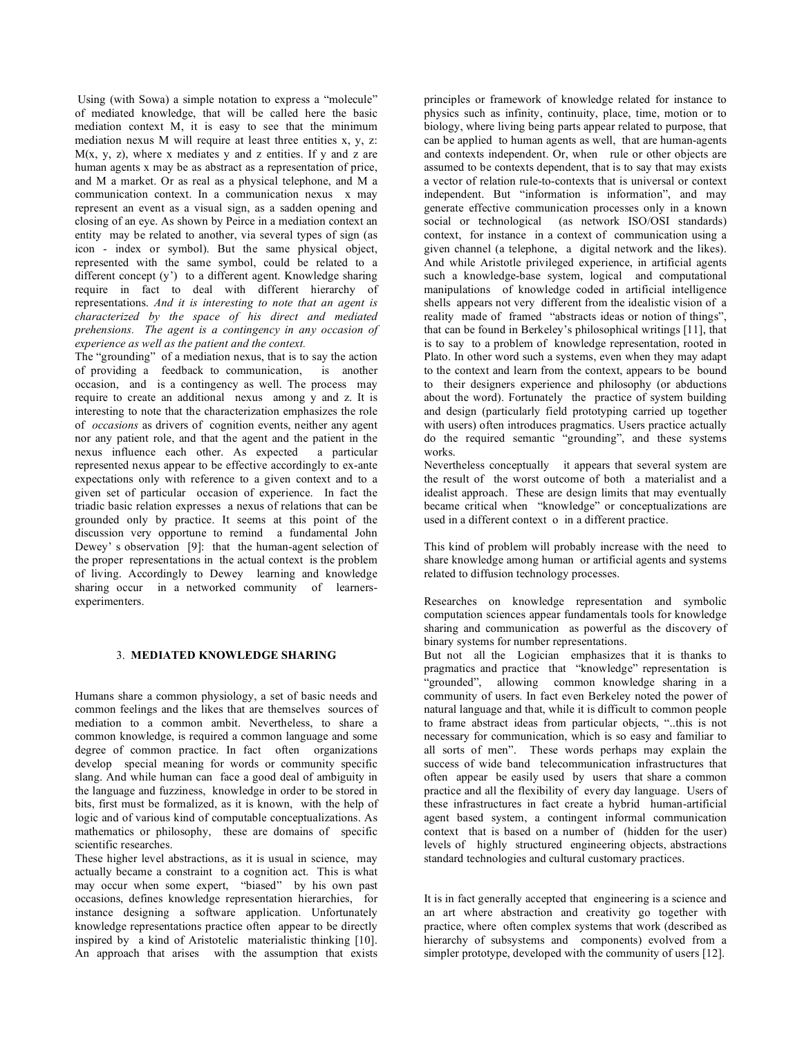Using (with Sowa) a simple notation to express a "molecule" of mediated knowledge, that will be called here the basic mediation context M, it is easy to see that the minimum mediation nexus M will require at least three entities x, y, z: M(x, y, z), where x mediates y and z entities. If y and z are human agents x may be as abstract as a representation of price, and M a market. Or as real as a physical telephone, and M a communication context. In a communication nexus x may represent an event as a visual sign, as a sadden opening and closing of an eye. As shown by Peirce in a mediation context an entity may be related to another, via several types of sign (as icon - index or symbol). But the same physical object, represented with the same symbol, could be related to a different concept (y') to a different agent. Knowledge sharing require in fact to deal with different hierarchy of representations. *And it is interesting to note that an agent is characterized by the space of his direct and mediated prehensions. The agent is a contingency in any occasion of experience as well as the patient and the context.*

The "grounding" of a mediation nexus, that is to say the action of providing a feedback to communication, is another occasion, and is a contingency as well. The process may require to create an additional nexus among y and z. It is interesting to note that the characterization emphasizes the role of *occasions* as drivers of cognition events, neither any agent nor any patient role, and that the agent and the patient in the nexus influence each other. As expected a particular represented nexus appear to be effective accordingly to ex-ante expectations only with reference to a given context and to a given set of particular occasion of experience. In fact the triadic basic relation expresses a nexus of relations that can be grounded only by practice. It seems at this point of the discussion very opportune to remind a fundamental John Dewey' s observation [9]: that the human-agent selection of the proper representations in the actual context is the problem of living. Accordingly to Dewey learning and knowledge sharing occur in a networked community of learners-experimenters.

### 3. MEDIATED KNOWLEDGE SHARING

Humans share a common physiology, a set of basic needs and common feelings and the likes that are themselves sources of mediation to a common ambit. Nevertheless, to share a common knowledge, is required a common language and some degree of common practice. In fact often organizations develop special meaning for words or community specific slang. And while human can face a good deal of ambiguity in the language and fuzziness, knowledge in order to be stored in bits, first must be formalized, as it is known, with the help of logic and of various kind of computable conceptualizations. As mathematics or philosophy, these are domains of specific scientific researches.

These higher level abstractions, as it is usual in science, may actually became a constraint to a cognition act. This is what may occur when some expert, "biased" by his own past occasions, defines knowledge representation hierarchies, for instance designing a software application. Unfortunately knowledge representations practice often appear to be directly inspired by a kind of Aristotelic materialistic thinking [10]. An approach that arises with the assumption that exists principles or framework of knowledge related for instance to physics such as infinity, continuity, place, time, motion or to biology, where living being parts appear related to purpose, that can be applied to human agents as well, that are human-agents and contexts independent. Or, when rule or other objects are assumed to be contexts dependent, that is to say that may exists a vector of relation rule-to-contexts that is universal or context independent. But "information is information", and may generate effective communication processes only in a known social or technological (as network ISO/OSI standards) context, for instance in a context of communication using a given channel (a telephone, a digital network and the likes). And while Aristotle privileged experience, in artificial agents such a knowledge-base system, logical and computational manipulations of knowledge coded in artificial intelligence shells appears not very different from the idealistic vision of a reality made of framed "abstracts ideas or notion of things", that can be found in Berkeley's philosophical writings [11], that is to say to a problem of knowledge representation, rooted in Plato. In other word such a systems, even when they may adapt to the context and learn from the context, appears to be bound to their designers experience and philosophy (or abductions about the word). Fortunately the practice of system building and design (particularly field prototyping carried up together with users) often introduces pragmatics. Users practice actually do the required semantic "grounding", and these systems works.

Nevertheless conceptually it appears that several system are the result of the worst outcome of both a materialist and a idealist approach. These are design limits that may eventually became critical when "knowledge" or conceptualizations are used in a different context o in a different practice.

This kind of problem will probably increase with the need to share knowledge among human or artificial agents and systems related to diffusion technology processes.

Researches on knowledge representation and symbolic computation sciences appear fundamentals tools for knowledge sharing and communication as powerful as the discovery of binary systems for number representations.

But not all the Logician emphasizes that it is thanks to pragmatics and practice that "knowledge" representation is "grounded", allowing common knowledge sharing in a community of users. In fact even Berkeley noted the power of natural language and that, while it is difficult to common people to frame abstract ideas from particular objects, "..this is not necessary for communication, which is so easy and familiar to all sorts of men". These words perhaps may explain the success of wide band telecommunication infrastructures that often appear be easily used by users that share a common practice and all the flexibility of every day language. Users of these infrastructures in fact create a hybrid human-artificial agent based system, a contingent informal communication context that is based on a number of (hidden for the user) levels of highly structured engineering objects, abstractions standard technologies and cultural customary practices.

It is in fact generally accepted that engineering is a science and an art where abstraction and creativity go together with practice, where often complex systems that work (described as hierarchy of subsystems and components) evolved from a simpler prototype, developed with the community of users [12].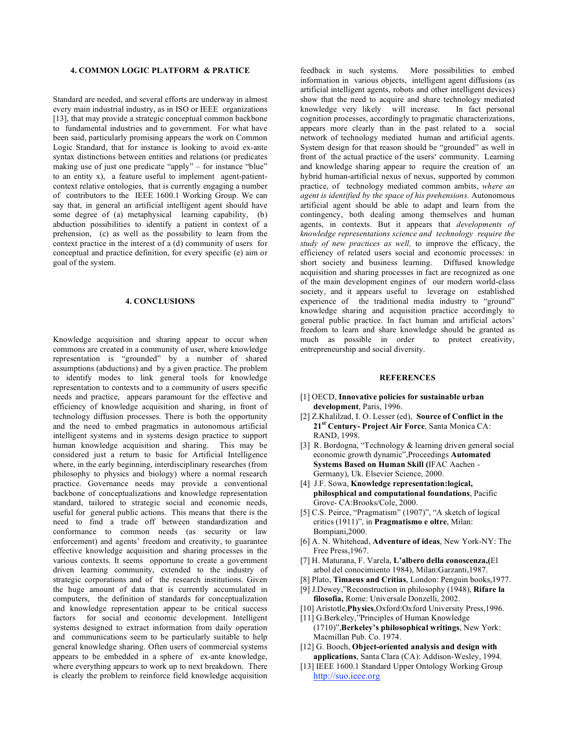## 4. COMMON LOGIC PLATFORM & PRATICE

Standard are needed, and several efforts are underway in almost every main industrial industry, as in ISO or IEEE organizations [13], that may provide a strategic conceptual common backbone to fundamental industries and to government. For what have been said, particularly promising appears the work on Common Logic Standard, that for instance is looking to avoid ex-ante syntax distinctions between entities and relations (or predicates making use of just one predicate "apply" – for instance "blue" to an entity x), a feature useful to implement agent-patient-context relative ontologies, that is currently engaging a number of contributors to the IEEE 1600.1 Working Group. We can say that, in general an artificial intelligent agent should have some degree of (a) metaphysical learning capability, (b) abduction possibilities to identify a patient in context of a prehension, (c) as well as the possibility to learn from the context practice in the interest of a (d) community of users for conceptual and practice definition, for every specific (e) aim or goal of the system.

## 4. CONCLUSIONS

Knowledge acquisition and sharing appear to occur when commons are created in a community of user, where knowledge representation is "grounded" by a number of shared assumptions (abductions) and by a given practice. The problem to identify modes to link general tools for knowledge representation to contexts and to a community of users specific needs and practice, appears paramount for the effective and efficiency of knowledge acquisition and sharing, in front of technology diffusion processes. There is both the opportunity and the need to embed pragmatics in autonomous artificial intelligent systems and in systems design practice to support human knowledge acquisition and sharing. This may be considered just a return to basic for Artificial Intelligence where, in the early beginning, interdisciplinary researches (from philosophy to physics and biology) where a normal research practice. Governance needs may provide a conventional backbone of conceptualizations and knowledge representation standard, tailored to strategic social and economic needs, useful for general public actions. This means that there is the need to find a trade off between standardization and conformance to common needs (as security or law enforcement) and agents' freedom and creativity, to guarantee effective knowledge acquisition and sharing processes in the various contexts. It seems opportune to create a government driven learning community, extended to the industry of strategic corporations and of the research institutions. Given the huge amount of data that is currently accumulated in computers, the definition of standards for conceptualization and knowledge representation appear to be critical success factors for social and economic development. Intelligent systems designed to extract information from daily operation and communications seem to be particularly suitable to help general knowledge sharing. Often users of commercial systems appears to be embedded in a sphere of ex-ante knowledge, where everything appears to work up to next breakdown. There is clearly the problem to reinforce field knowledge acquisition feedback in such systems. More possibilities to embed information in various objects, intelligent agent diffusions (as artificial intelligent agents, robots and other intelligent devices) show that the need to acquire and share technology mediated knowledge very likely will increase. In fact personal cognition processes, accordingly to pragmatic characterizations, appears more clearly than in the past related to a social network of technology mediated human and artificial agents. System design for that reason should be "grounded" as well in front of the actual practice of the users' community. Learning and knowledge sharing appear to require the creation of an hybrid human-artificial nexus of nexus, supported by common practice, of technology mediated common ambits, *where an agent is identified by the space of his prehensions.* Autonomous artificial agent should be able to adapt and learn from the contingency, both dealing among themselves and human agents, in contexts. But it appears that *developments of knowledge representations science and technology require the study of new practices as well,* to improve the efficacy, the efficiency of related users social and economic processes: in short society and business learning. Diffused knowledge acquisition and sharing processes in fact are recognized as one of the main development engines of our modern world-class society, and it appears useful to leverage on established experience of the traditional media industry to "ground" knowledge sharing and acquisition practice accordingly to general public practice. In fact human and artificial actors' freedom to learn and share knowledge should be granted as much as possible in order to protect creativity, entrepreneurship and social diversity.

## REFERENCES

[1] OECD, **Innovative policies for sustainable urban development**, Paris, 1996.

[2] Z.Khalilzad, I. O. Lesser (ed), **Source of Conflict in the 21st Century- Project Air Force**, Santa Monica CA: RAND, 1998.

[3] R. Bordogna, "Technology & learning driven general social economic growth dynamic",Proceedings **Automated Systems Based on Human Skill (**IFAC Aachen - Germany), Uk. Elsevier Science, 2000.

[4] J.F. Sowa, **Knowledge representation:logical, philosophical and computational foundations**, Pacific Grove- CA:Brooks/Cole, 2000.

[5] C.S. Peirce, "Pragmatism" (1907)", "A sketch of logical critics (1911)", in **Pragmatismo e oltre**, Milan: Bompiani,2000.

[6] A. N. Whitehead, **Adventure of ideas**, New York-NY: The Free Press,1967.

[7] H. Maturana, F. Varela, **L'albero della conoscenza,(**El arbol del conocimiento 1984), Milan:Garzanti,1987.

[8] Plato, **Timaeus and Critias**, London: Penguin books,1977.

[9] J.Dewey,"Reconstruction in philosophy (1948), **Rifare la filosofia,** Rome: Universale Donzelli, 2002.

[10] Aristotle,**Physics**,Oxford:Oxford University Press,1996.

[11] G.Berkeley,"Principles of Human Knowledge (1710)",**Berkeley's philosophical writings**, New York: Macmillan Pub. Co. 1974.

[12] G. Booch, **Object-oriented analysis and design with applications**, Santa Clara (CA): Addison-Wesley, 1994.

[13] IEEE 1600.1 Standard Upper Ontology Working Group http://suo.ieee.org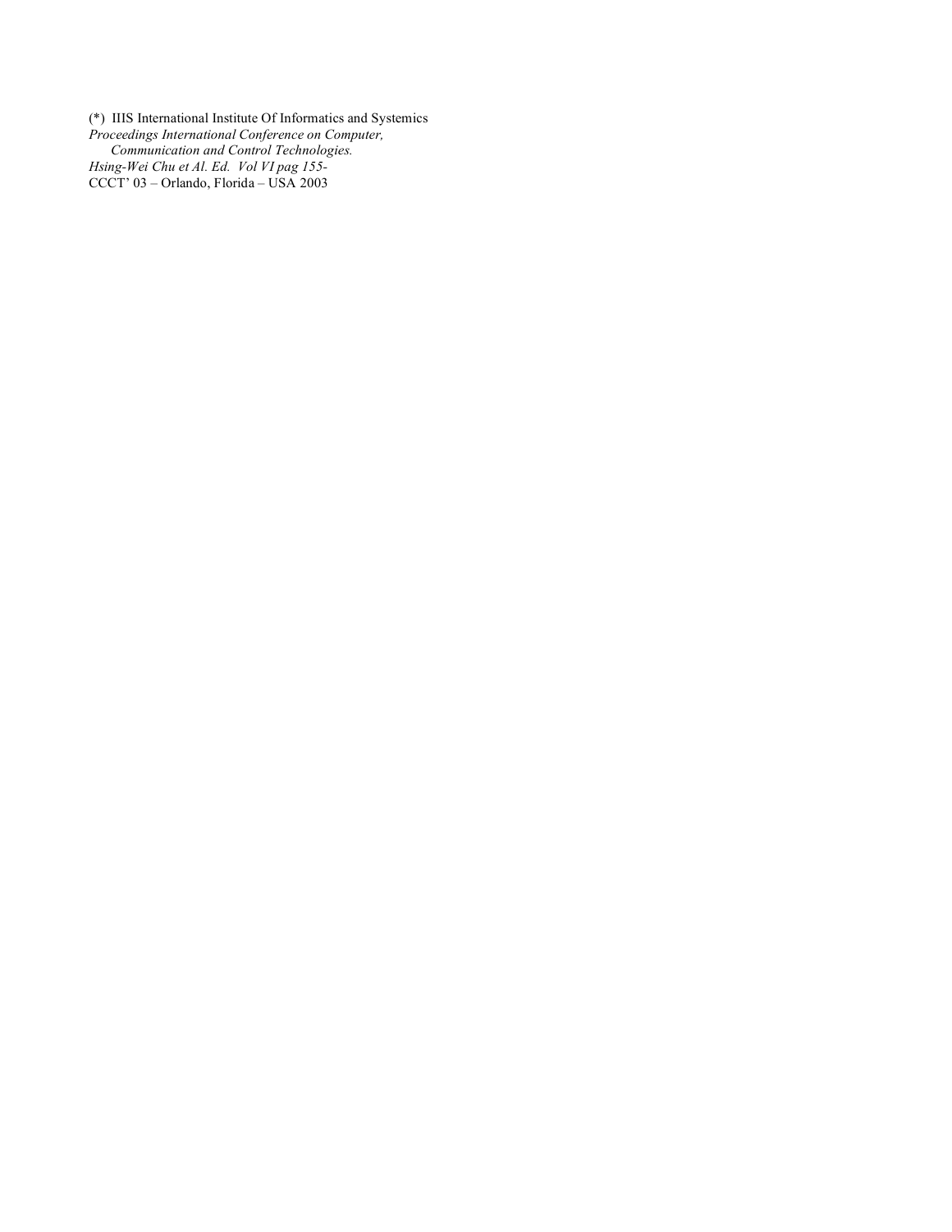(*) IIIS International Institute Of Informatics and Systemics
*Proceedings International Conference on Computer,*
*Communication and Control Technologies.*
*Hsing-Wei Chu et Al. Ed. Vol VI pag 155-*
CCCT' 03 – Orlando, Florida – USA 2003